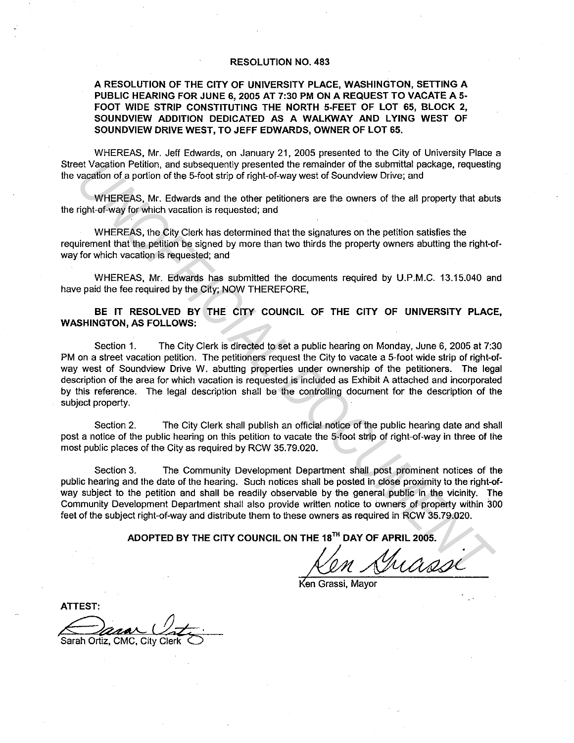# RESOLUTION NO. 483

**A RESOLUTION OF THE CITY OF UNIVERSITY PLACE, WASHINGTON, SETTING A PUBLIC HEARING FOR JUNE 6, 2005 AT 7:30 PM ON A REQUEST TO VACATE A 5-FOOT WIDE STRIP CONSTITUTING THE NORTH 5-FEET OF LOT 65, BLOCK 2, SOUNDVIEW ADDITION DEDICATED AS A WALKWAY AND LYING WEST OF SOUNDVIEW DRIVE WEST, TO JEFF EDWARDS, OWNER OF LOT 65.**

WHEREAS, Mr. Jeff Edwards, on January 21, 2005 presented to the City of University Place a Street Vacation Petition, and subsequently presented the remainder of the submittal package, requesting the vacation of a portion of the 5-foot strip of right-of-way west of Soundview Drive; and

WHEREAS, Mr. Edwards and the other petitioners are the owners of the all property that abuts the right-of-way for which vacation is requested; and

WHEREAS, the City Clerk has determined that the signatures on the petition satisfies the requirement that the petition be signed by more than two thirds the property owners abutting the right-of-way for which vacation is requested; and

WHEREAS, Mr. Edwards has submitted the documents required by U.P.M.C. 13.15.040 and have paid the fee required by the City; NOW THEREFORE,

**BE IT RESOLVED BY THE CITY COUNCIL OF THE CITY OF UNIVERSITY PLACE, WASHINGTON, AS FOLLOWS:**

Section 1. The City Clerk is directed to set a public hearing on Monday, June 6, 2005 at 7:30 PM on a street vacation petition. The petitioners request the City to vacate a 5-foot wide strip of right-of-way west of Soundview Drive W. abutting properties under ownership of the petitioners. The legal description of the area for which vacation is requested is included as Exhibit A attached and incorporated by this reference. The legal description shall be the controlling document for the description of the subject property.

Section 2. The City Clerk shall publish an official notice of the public hearing date and shall post a notice of the public hearing on this petition to vacate the 5-foot strip of right-of-way in three of the most public places of the City as required by RCW 35.79.020.

Section 3. The Community Development Department shall post prominent notices of the public hearing and the date of the hearing. Such notices shall be posted in close proximity to the right-of-way subject to the petition and shall be readily observable by the general public in the vicinity. The Community Development Department shall also provide written notice to owners of property within 300 feet of the subject right-of-way and distribute them to these owners as required in RCW 35.79.020.

**ADOPTED BY THE CITY COUNCIL ON THE 18TH DAY OF APRIL 2005.**

Ken Grassi, Mayor

**ATTEST:**

Sarah Ortiz, CMC, City Clerk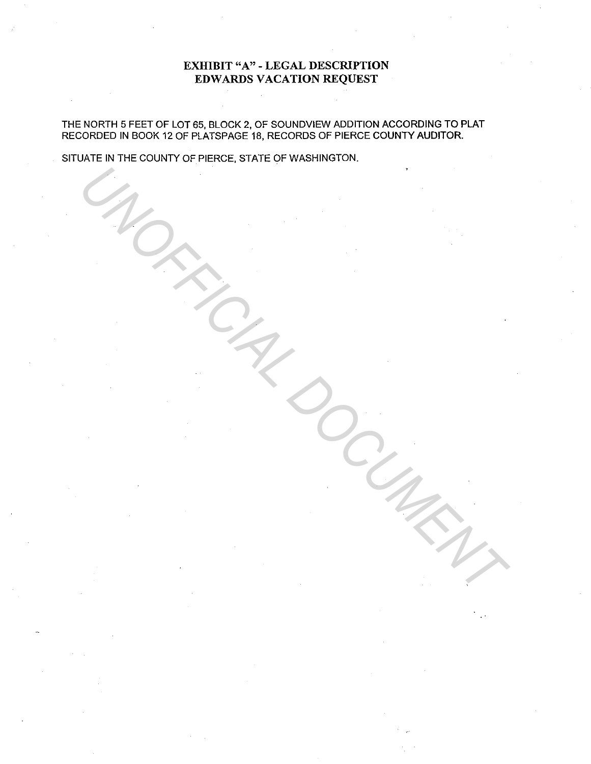# EXHIBIT "A" - LEGAL DESCRIPTION
# EDWARDS VACATION REQUEST

THE NORTH 5 FEET OF LOT 65, BLOCK 2, OF SOUNDVIEW ADDITION ACCORDING TO PLAT RECORDED IN BOOK 12 OF PLATSPAGE 18, RECORDS OF PIERCE COUNTY AUDITOR.

SITUATE IN THE COUNTY OF PIERCE, STATE OF WASHINGTON.